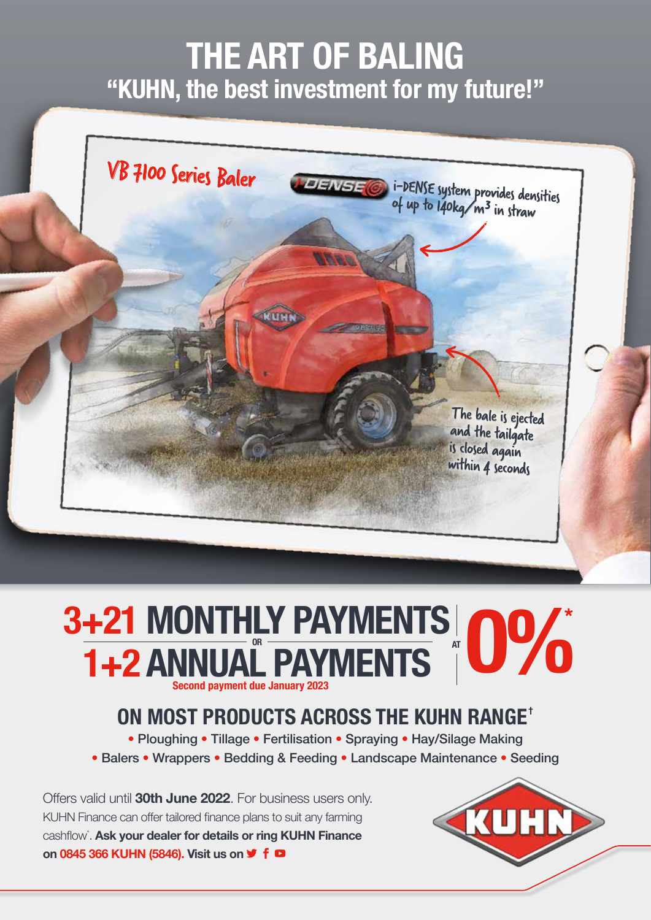# THE ART OF BALING

## "KUHN, the best investment for my future!"

VB 7100 Series Baler

i-DENSE system provides densities of up to 140kg/m$^3$ in straw

The bale is ejected and the tailgate is closed again within 4 seconds

# 3+21 MONTHLY PAYMENTS OR 1+2 ANNUAL PAYMENTS AT 0%*

**Second payment due January 2023**

## ON MOST PRODUCTS ACROSS THE KUHN RANGE†

• Ploughing • Tillage • Fertilisation • Spraying • Hay/Silage Making • Balers • Wrappers • Bedding & Feeding • Landscape Maintenance • Seeding

Offers valid until **30th June 2022**. For business users only. KUHN Finance can offer tailored finance plans to suit any farming cashflow*. **Ask your dealer for details or ring KUHN Finance on 0845 366 KUHN (5846). Visit us on**

KUHN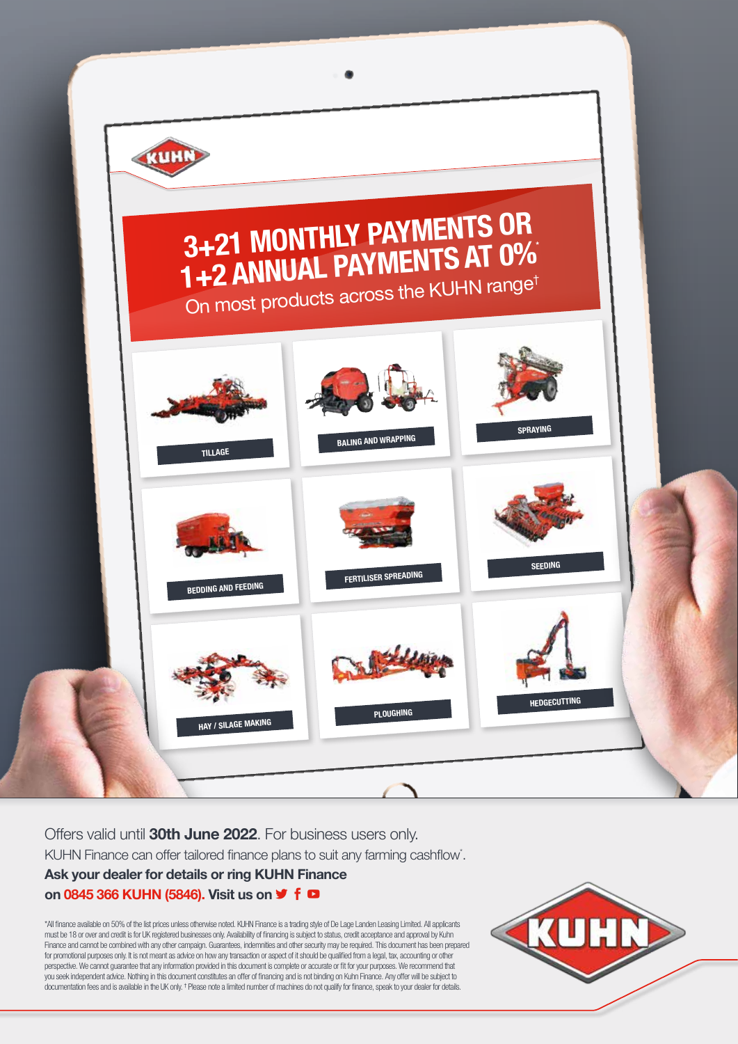# 3+21 MONTHLY PAYMENTS OR 1+2 ANNUAL PAYMENTS AT 0%*

On most products across the KUHN range†

TILLAGE

BALING AND WRAPPING

SPRAYING

BEDDING AND FEEDING

FERTILISER SPREADING

SEEDING

HAY / SILAGE MAKING

PLOUGHING

HEDGECUTTING

Offers valid until **30th June 2022**. For business users only.

KUHN Finance can offer tailored finance plans to suit any farming cashflow*.

**Ask your dealer for details or ring KUHN Finance on 0845 366 KUHN (5846). Visit us on**

*All finance available on 50% of the list prices unless otherwise noted. KUHN Finance is a trading style of De Lage Landen Leasing Limited. All applicants must be 18 or over and credit is for UK registered businesses only. Availability of financing is subject to status, credit acceptance and approval by Kuhn Finance and cannot be combined with any other campaign. Guarantees, indemnities and other security may be required. This document has been prepared for promotional purposes only. It is not meant as advice on how any transaction or aspect of it should be qualified from a legal, tax, accounting or other perspective. We cannot guarantee that any information provided in this document is complete or accurate or fit for your purposes. We recommend that you seek independent advice. Nothing in this document constitutes an offer of financing and is not binding on Kuhn Finance. Any offer will be subject to documentation fees and is available in the UK only. † Please note a limited number of machines do not qualify for finance, speak to your dealer for details.